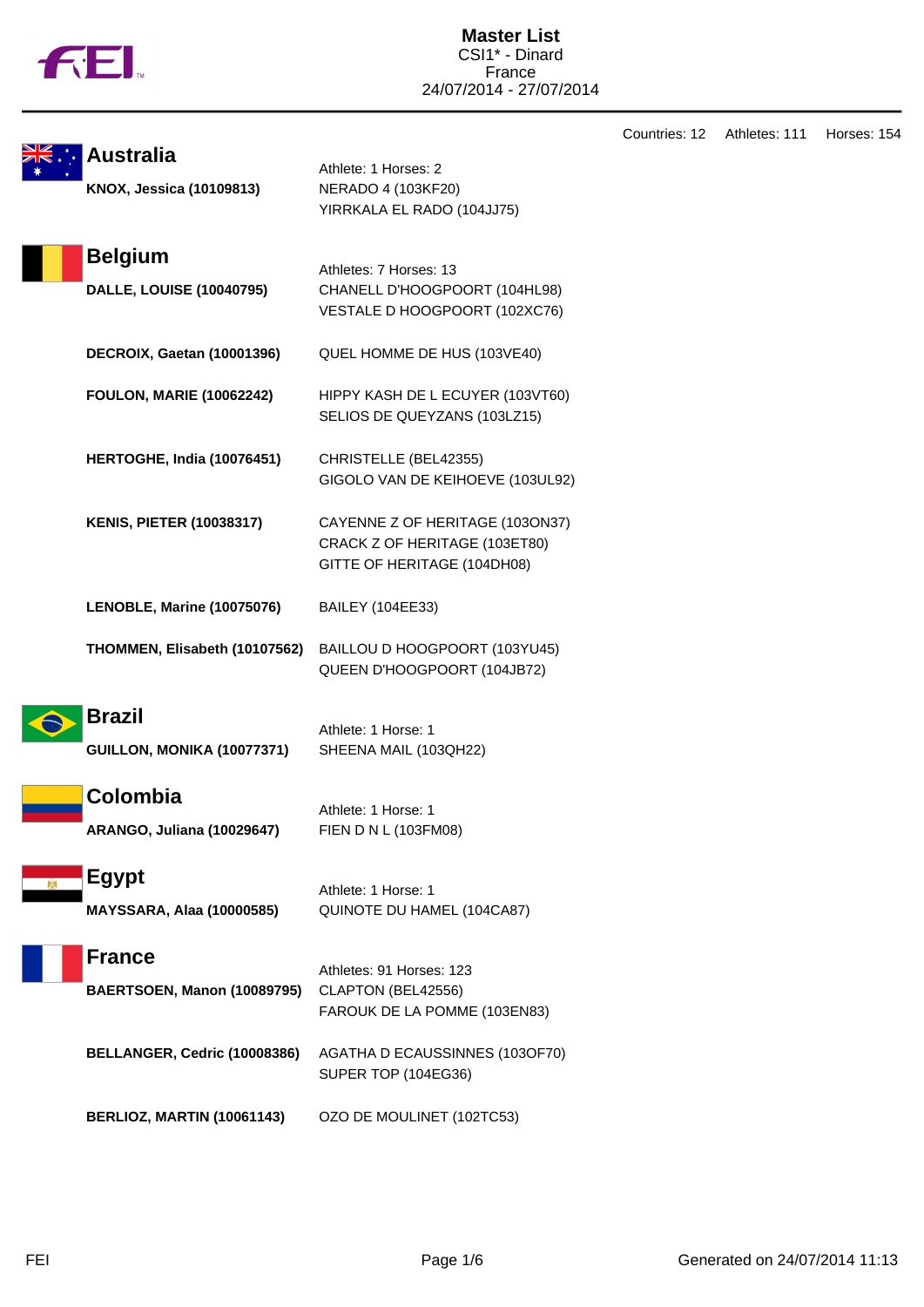# Master List

CSI1* - Dinard
France
24/07/2014 - 27/07/2014

Countries: 12 Athletes: 111 Horses: 154

## Australia

Athlete: 1 Horses: 2

**KNOX, Jessica (10109813)**
NERADO 4 (103KF20)
YIRRKALA EL RADO (104JJ75)

## Belgium

Athletes: 7 Horses: 13

**DALLE, LOUISE (10040795)**
CHANELL D'HOOGPOORT (104HL98)
VESTALE D HOOGPOORT (102XC76)

**DECROIX, Gaetan (10001396)**
QUEL HOMME DE HUS (103VE40)

**FOULON, MARIE (10062242)**
HIPPY KASH DE L ECUYER (103VT60)
SELIOS DE QUEYZANS (103LZ15)

**HERTOGHE, India (10076451)**
CHRISTELLE (BEL42355)
GIGOLO VAN DE KEIHOEVE (103UL92)

**KENIS, PIETER (10038317)**
CAYENNE Z OF HERITAGE (103ON37)
CRACK Z OF HERITAGE (103ET80)
GITTE OF HERITAGE (104DH08)

**LENOBLE, Marine (10075076)**
BAILEY (104EE33)

**THOMMEN, Elisabeth (10107562)**
BAILLOU D HOOGPOORT (103YU45)
QUEEN D'HOOGPOORT (104JB72)

## Brazil

Athlete: 1 Horse: 1

**GUILLON, MONIKA (10077371)**
SHEENA MAIL (103QH22)

## Colombia

Athlete: 1 Horse: 1

**ARANGO, Juliana (10029647)**
FIEN D N L (103FM08)

## Egypt

Athlete: 1 Horse: 1

**MAYSSARA, Alaa (10000585)**
QUINOTE DU HAMEL (104CA87)

## France

Athletes: 91 Horses: 123

**BAERTSOEN, Manon (10089795)**
CLAPTON (BEL42556)
FAROUK DE LA POMME (103EN83)

**BELLANGER, Cedric (10008386)**
AGATHA D ECAUSSINNES (103OF70)
SUPER TOP (104EG36)

**BERLIOZ, MARTIN (10061143)**
OZO DE MOULINET (102TC53)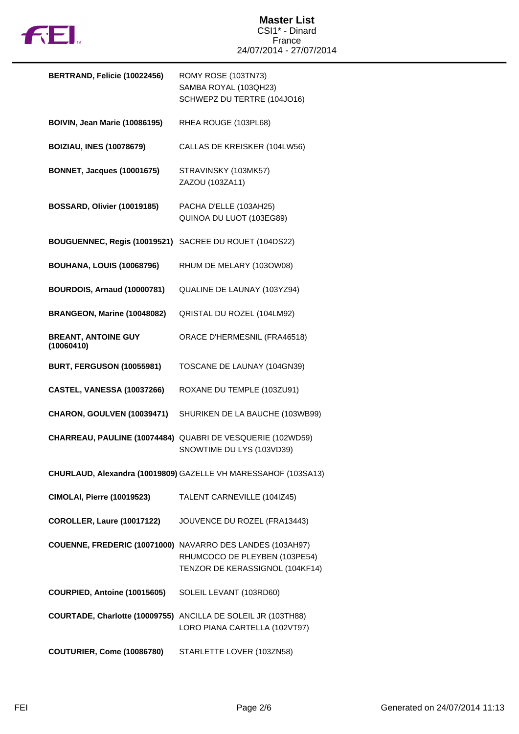# Master List

CSI1* - Dinard
France
24/07/2014 - 27/07/2014

| Rider | Horses |
| --- | --- |
| **BERTRAND, Felicie (10022456)** | ROMY ROSE (103TN73)<br>SAMBA ROYAL (103QH23)<br>SCHWEPZ DU TERTRE (104JO16) |
| **BOIVIN, Jean Marie (10086195)** | RHEA ROUGE (103PL68) |
| **BOIZIAU, INES (10078679)** | CALLAS DE KREISKER (104LW56) |
| **BONNET, Jacques (10001675)** | STRAVINSKY (103MK57)<br>ZAZOU (103ZA11) |
| **BOSSARD, Olivier (10019185)** | PACHA D'ELLE (103AH25)<br>QUINOA DU LUOT (103EG89) |
| **BOUGUENNEC, Regis (10019521)** | SACREE DU ROUET (104DS22) |
| **BOUHANA, LOUIS (10068796)** | RHUM DE MELARY (103OW08) |
| **BOURDOIS, Arnaud (10000781)** | QUALINE DE LAUNAY (103YZ94) |
| **BRANGEON, Marine (10048082)** | QRISTAL DU ROZEL (104LM92) |
| **BREANT, ANTOINE GUY (10060410)** | ORACE D'HERMESNIL (FRA46518) |
| **BURT, FERGUSON (10055981)** | TOSCANE DE LAUNAY (104GN39) |
| **CASTEL, VANESSA (10037266)** | ROXANE DU TEMPLE (103ZU91) |
| **CHARON, GOULVEN (10039471)** | SHURIKEN DE LA BAUCHE (103WB99) |
| **CHARREAU, PAULINE (10074484)** | QUABRI DE VESQUERIE (102WD59)<br>SNOWTIME DU LYS (103VD39) |
| **CHURLAUD, Alexandra (10019809)** | GAZELLE VH MARESSAHOF (103SA13) |
| **CIMOLAI, Pierre (10019523)** | TALENT CARNEVILLE (104IZ45) |
| **COROLLER, Laure (10017122)** | JOUVENCE DU ROZEL (FRA13443) |
| **COUENNE, FREDERIC (10071000)** | NAVARRO DES LANDES (103AH97)<br>RHUMCOCO DE PLEYBEN (103PE54)<br>TENZOR DE KERASSIGNOL (104KF14) |
| **COURPIED, Antoine (10015605)** | SOLEIL LEVANT (103RD60) |
| **COURTADE, Charlotte (10009755)** | ANCILLA DE SOLEIL JR (103TH88)<br>LORO PIANA CARTELLA (102VT97) |
| **COUTURIER, Come (10086780)** | STARLETTE LOVER (103ZN58) |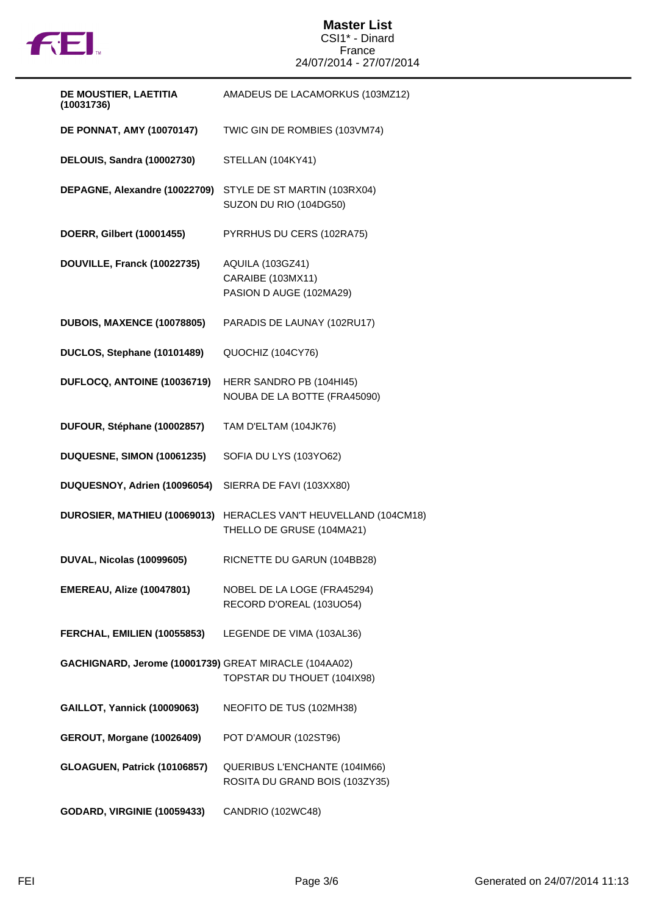# Master List

CSI1* - Dinard
France
24/07/2014 - 27/07/2014

| Rider | Horse(s) |
|---|---|
| **DE MOUSTIER, LAETITIA (10031736)** | AMADEUS DE LACAMORKUS (103MZ12) |
| **DE PONNAT, AMY (10070147)** | TWIC GIN DE ROMBIES (103VM74) |
| **DELOUIS, Sandra (10002730)** | STELLAN (104KY41) |
| **DEPAGNE, Alexandre (10022709)** | STYLE DE ST MARTIN (103RX04)<br>SUZON DU RIO (104DG50) |
| **DOERR, Gilbert (10001455)** | PYRRHUS DU CERS (102RA75) |
| **DOUVILLE, Franck (10022735)** | AQUILA (103GZ41)<br>CARAIBE (103MX11)<br>PASION D AUGE (102MA29) |
| **DUBOIS, MAXENCE (10078805)** | PARADIS DE LAUNAY (102RU17) |
| **DUCLOS, Stephane (10101489)** | QUOCHIZ (104CY76) |
| **DUFLOCQ, ANTOINE (10036719)** | HERR SANDRO PB (104HI45)<br>NOUBA DE LA BOTTE (FRA45090) |
| **DUFOUR, Stéphane (10002857)** | TAM D'ELTAM (104JK76) |
| **DUQUESNE, SIMON (10061235)** | SOFIA DU LYS (103YO62) |
| **DUQUESNOY, Adrien (10096054)** | SIERRA DE FAVI (103XX80) |
| **DUROSIER, MATHIEU (10069013)** | HERACLES VAN'T HEUVELLAND (104CM18)<br>THELLO DE GRUSE (104MA21) |
| **DUVAL, Nicolas (10099605)** | RICNETTE DU GARUN (104BB28) |
| **EMEREAU, Alize (10047801)** | NOBEL DE LA LOGE (FRA45294)<br>RECORD D'OREAL (103UO54) |
| **FERCHAL, EMILIEN (10055853)** | LEGENDE DE VIMA (103AL36) |
| **GACHIGNARD, Jerome (10001739)** | GREAT MIRACLE (104AA02)<br>TOPSTAR DU THOUET (104IX98) |
| **GAILLOT, Yannick (10009063)** | NEOFITO DE TUS (102MH38) |
| **GEROUT, Morgane (10026409)** | POT D'AMOUR (102ST96) |
| **GLOAGUEN, Patrick (10106857)** | QUERIBUS L'ENCHANTE (104IM66)<br>ROSITA DU GRAND BOIS (103ZY35) |
| **GODARD, VIRGINIE (10059433)** | CANDRIO (102WC48) |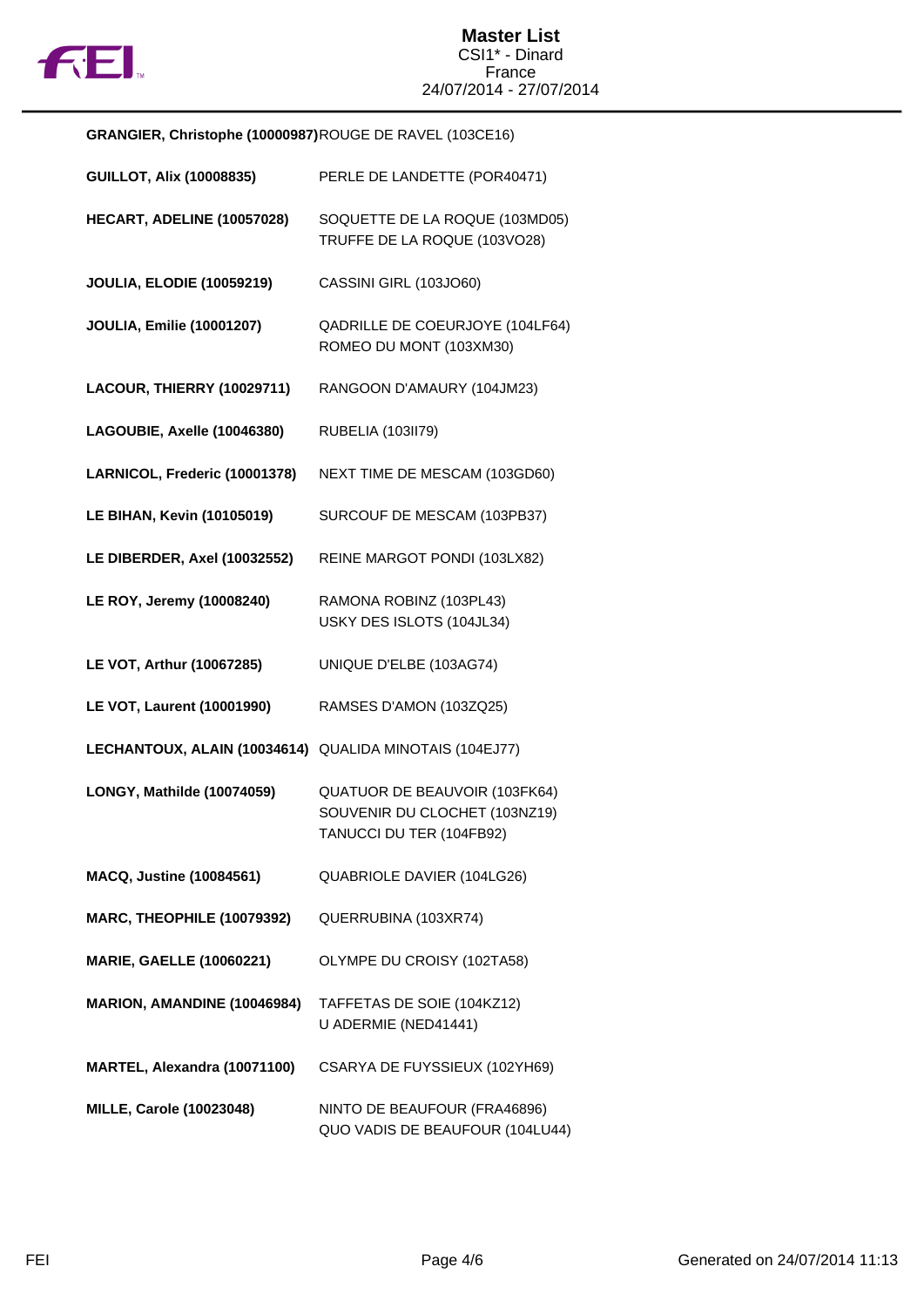# Master List

CSI1* - Dinard
France
24/07/2014 - 27/07/2014

| Rider | Horse(s) |
|---|---|
| **GRANGIER, Christophe (10000987)** | ROUGE DE RAVEL (103CE16) |
| **GUILLOT, Alix (10008835)** | PERLE DE LANDETTE (POR40471) |
| **HECART, ADELINE (10057028)** | SOQUETTE DE LA ROQUE (103MD05)<br>TRUFFE DE LA ROQUE (103VO28) |
| **JOULIA, ELODIE (10059219)** | CASSINI GIRL (103JO60) |
| **JOULIA, Emilie (10001207)** | QADRILLE DE COEURJOYE (104LF64)<br>ROMEO DU MONT (103XM30) |
| **LACOUR, THIERRY (10029711)** | RANGOON D'AMAURY (104JM23) |
| **LAGOUBIE, Axelle (10046380)** | RUBELIA (103II79) |
| **LARNICOL, Frederic (10001378)** | NEXT TIME DE MESCAM (103GD60) |
| **LE BIHAN, Kevin (10105019)** | SURCOUF DE MESCAM (103PB37) |
| **LE DIBERDER, Axel (10032552)** | REINE MARGOT PONDI (103LX82) |
| **LE ROY, Jeremy (10008240)** | RAMONA ROBINZ (103PL43)<br>USKY DES ISLOTS (104JL34) |
| **LE VOT, Arthur (10067285)** | UNIQUE D'ELBE (103AG74) |
| **LE VOT, Laurent (10001990)** | RAMSES D'AMON (103ZQ25) |
| **LECHANTOUX, ALAIN (10034614)** | QUALIDA MINOTAIS (104EJ77) |
| **LONGY, Mathilde (10074059)** | QUATUOR DE BEAUVOIR (103FK64)<br>SOUVENIR DU CLOCHET (103NZ19)<br>TANUCCI DU TER (104FB92) |
| **MACQ, Justine (10084561)** | QUABRIOLE DAVIER (104LG26) |
| **MARC, THEOPHILE (10079392)** | QUERRUBINA (103XR74) |
| **MARIE, GAELLE (10060221)** | OLYMPE DU CROISY (102TA58) |
| **MARION, AMANDINE (10046984)** | TAFFETAS DE SOIE (104KZ12)<br>U ADERMIE (NED41441) |
| **MARTEL, Alexandra (10071100)** | CSARYA DE FUYSSIEUX (102YH69) |
| **MILLE, Carole (10023048)** | NINTO DE BEAUFOUR (FRA46896)<br>QUO VADIS DE BEAUFOUR (104LU44) |

FEI

Generated on 24/07/2014 11:13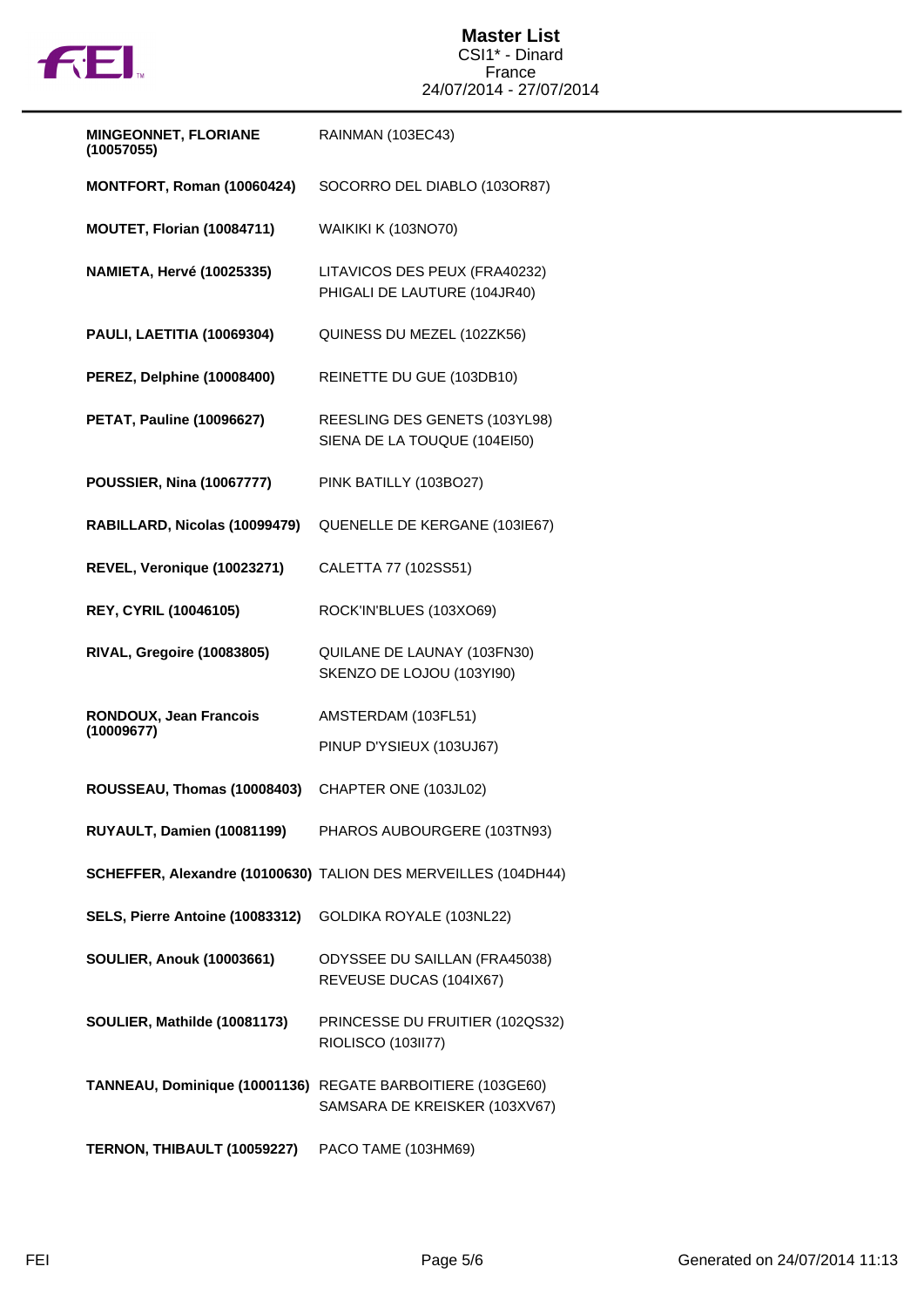| Rider | Horse(s) |
|---|---|
| **MINGEONNET, FLORIANE (10057055)** | RAINMAN (103EC43) |
| **MONTFORT, Roman (10060424)** | SOCORRO DEL DIABLO (103OR87) |
| **MOUTET, Florian (10084711)** | WAIKIKI K (103NO70) |
| **NAMIETA, Hervé (10025335)** | LITAVICOS DES PEUX (FRA40232)<br>PHIGALI DE LAUTURE (104JR40) |
| **PAULI, LAETITIA (10069304)** | QUINESS DU MEZEL (102ZK56) |
| **PEREZ, Delphine (10008400)** | REINETTE DU GUE (103DB10) |
| **PETAT, Pauline (10096627)** | REESLING DES GENETS (103YL98)<br>SIENA DE LA TOUQUE (104EI50) |
| **POUSSIER, Nina (10067777)** | PINK BATILLY (103BO27) |
| **RABILLARD, Nicolas (10099479)** | QUENELLE DE KERGANE (103IE67) |
| **REVEL, Veronique (10023271)** | CALETTA 77 (102SS51) |
| **REY, CYRIL (10046105)** | ROCK'IN'BLUES (103XO69) |
| **RIVAL, Gregoire (10083805)** | QUILANE DE LAUNAY (103FN30)<br>SKENZO DE LOJOU (103YI90) |
| **RONDOUX, Jean Francois (10009677)** | AMSTERDAM (103FL51)<br>PINUP D'YSIEUX (103UJ67) |
| **ROUSSEAU, Thomas (10008403)** | CHAPTER ONE (103JL02) |
| **RUYAULT, Damien (10081199)** | PHAROS AUBOURGERE (103TN93) |
| **SCHEFFER, Alexandre (10100630)** | TALION DES MERVEILLES (104DH44) |
| **SELS, Pierre Antoine (10083312)** | GOLDIKA ROYALE (103NL22) |
| **SOULIER, Anouk (10003661)** | ODYSSEE DU SAILLAN (FRA45038)<br>REVEUSE DUCAS (104IX67) |
| **SOULIER, Mathilde (10081173)** | PRINCESSE DU FRUITIER (102QS32)<br>RIOLISCO (103II77) |
| **TANNEAU, Dominique (10001136)** | REGATE BARBOITIERE (103GE60)<br>SAMSARA DE KREISKER (103XV67) |
| **TERNON, THIBAULT (10059227)** | PACO TAME (103HM69) |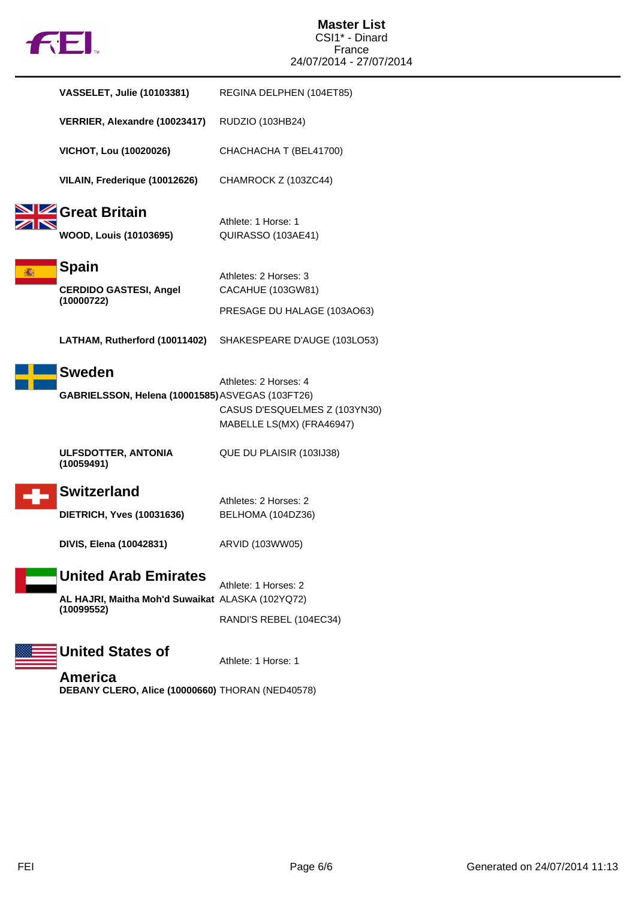| | |
|---|---|
| **VASSELET, Julie (10103381)** | REGINA DELPHEN (104ET85) |
| **VERRIER, Alexandre (10023417)** | RUDZIO (103HB24) |
| **VICHOT, Lou (10020026)** | CHACHACHA T (BEL41700) |
| **VILAIN, Frederique (10012626)** | CHAMROCK Z (103ZC44) |

## Great Britain

Athlete: 1 Horse: 1

| | |
|---|---|
| **WOOD, Louis (10103695)** | QUIRASSO (103AE41) |

## Spain

Athletes: 2 Horses: 3

| | |
|---|---|
| **CERDIDO GASTESI, Angel (10000722)** | CACAHUE (103GW81) |
| | PRESAGE DU HALAGE (103AO63) |
| **LATHAM, Rutherford (10011402)** | SHAKESPEARE D'AUGE (103LO53) |

## Sweden

Athletes: 2 Horses: 4

| | |
|---|---|
| **GABRIELSSON, Helena (10001585)** | ASVEGAS (103FT26) |
| | CASUS D'ESQUELMES Z (103YN30) |
| | MABELLE LS(MX) (FRA46947) |
| **ULFSDOTTER, ANTONIA (10059491)** | QUE DU PLAISIR (103IJ38) |

## Switzerland

Athletes: 2 Horses: 2

| | |
|---|---|
| **DIETRICH, Yves (10031636)** | BELHOMA (104DZ36) |
| **DIVIS, Elena (10042831)** | ARVID (103WW05) |

## United Arab Emirates

Athlete: 1 Horses: 2

| | |
|---|---|
| **AL HAJRI, Maitha Moh'd Suwaikat (10099552)** | ALASKA (102YQ72) |
| | RANDI'S REBEL (104EC34) |

## United States of America

Athlete: 1 Horse: 1

| | |
|---|---|
| **DEBANY CLERO, Alice (10000660)** | THORAN (NED40578) |